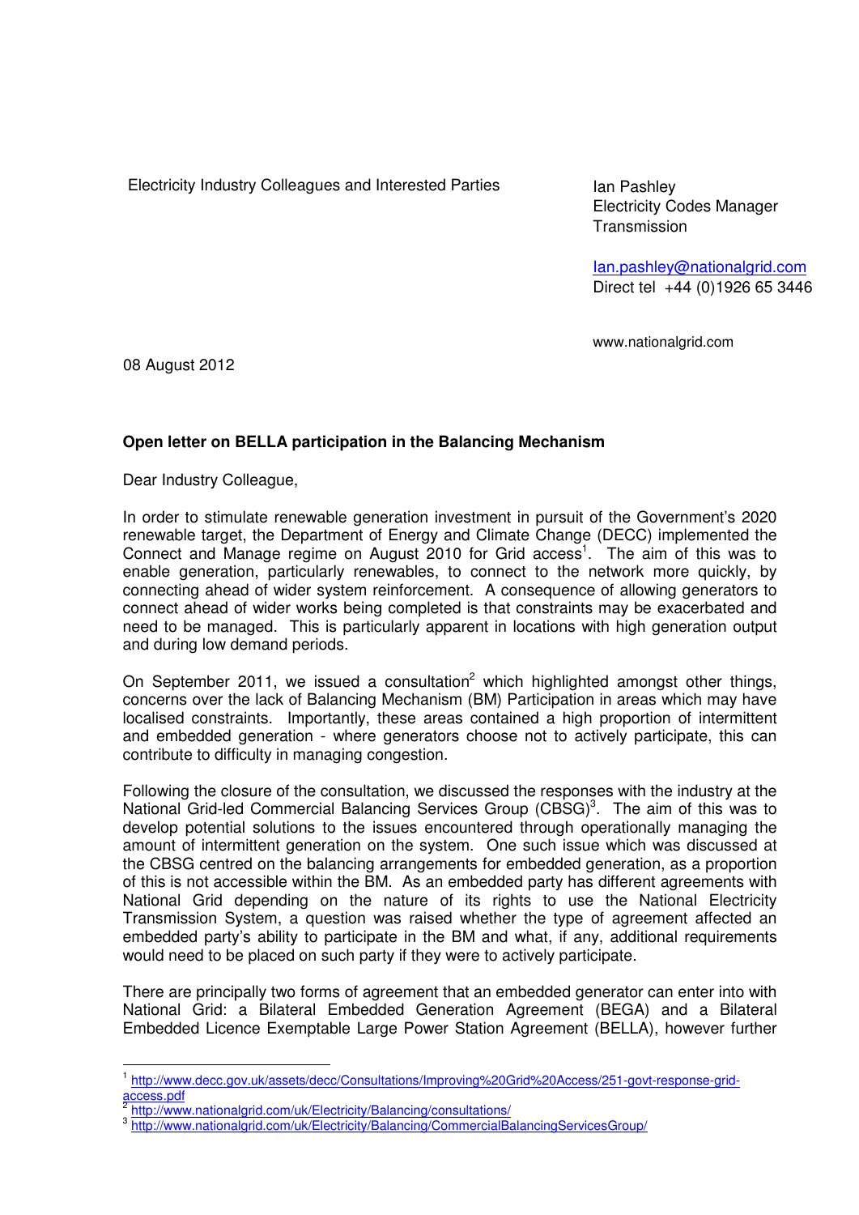Electricity Industry Colleagues and Interested Parties

Ian Pashley
Electricity Codes Manager
Transmission

Ian.pashley@nationalgrid.com
Direct tel +44 (0)1926 65 3446

www.nationalgrid.com

08 August 2012

**Open letter on BELLA participation in the Balancing Mechanism**

Dear Industry Colleague,

In order to stimulate renewable generation investment in pursuit of the Government's 2020 renewable target, the Department of Energy and Climate Change (DECC) implemented the Connect and Manage regime on August 2010 for Grid access[1]. The aim of this was to enable generation, particularly renewables, to connect to the network more quickly, by connecting ahead of wider system reinforcement. A consequence of allowing generators to connect ahead of wider works being completed is that constraints may be exacerbated and need to be managed. This is particularly apparent in locations with high generation output and during low demand periods.

On September 2011, we issued a consultation[2] which highlighted amongst other things, concerns over the lack of Balancing Mechanism (BM) Participation in areas which may have localised constraints. Importantly, these areas contained a high proportion of intermittent and embedded generation - where generators choose not to actively participate, this can contribute to difficulty in managing congestion.

Following the closure of the consultation, we discussed the responses with the industry at the National Grid-led Commercial Balancing Services Group (CBSG)[3]. The aim of this was to develop potential solutions to the issues encountered through operationally managing the amount of intermittent generation on the system. One such issue which was discussed at the CBSG centred on the balancing arrangements for embedded generation, as a proportion of this is not accessible within the BM. As an embedded party has different agreements with National Grid depending on the nature of its rights to use the National Electricity Transmission System, a question was raised whether the type of agreement affected an embedded party's ability to participate in the BM and what, if any, additional requirements would need to be placed on such party if they were to actively participate.

There are principally two forms of agreement that an embedded generator can enter into with National Grid: a Bilateral Embedded Generation Agreement (BEGA) and a Bilateral Embedded Licence Exemptable Large Power Station Agreement (BELLA), however further

---

[1] http://www.decc.gov.uk/assets/decc/Consultations/Improving%20Grid%20Access/251-govt-response-grid-access.pdf

[2] http://www.nationalgrid.com/uk/Electricity/Balancing/consultations/

[3] http://www.nationalgrid.com/uk/Electricity/Balancing/CommercialBalancingServicesGroup/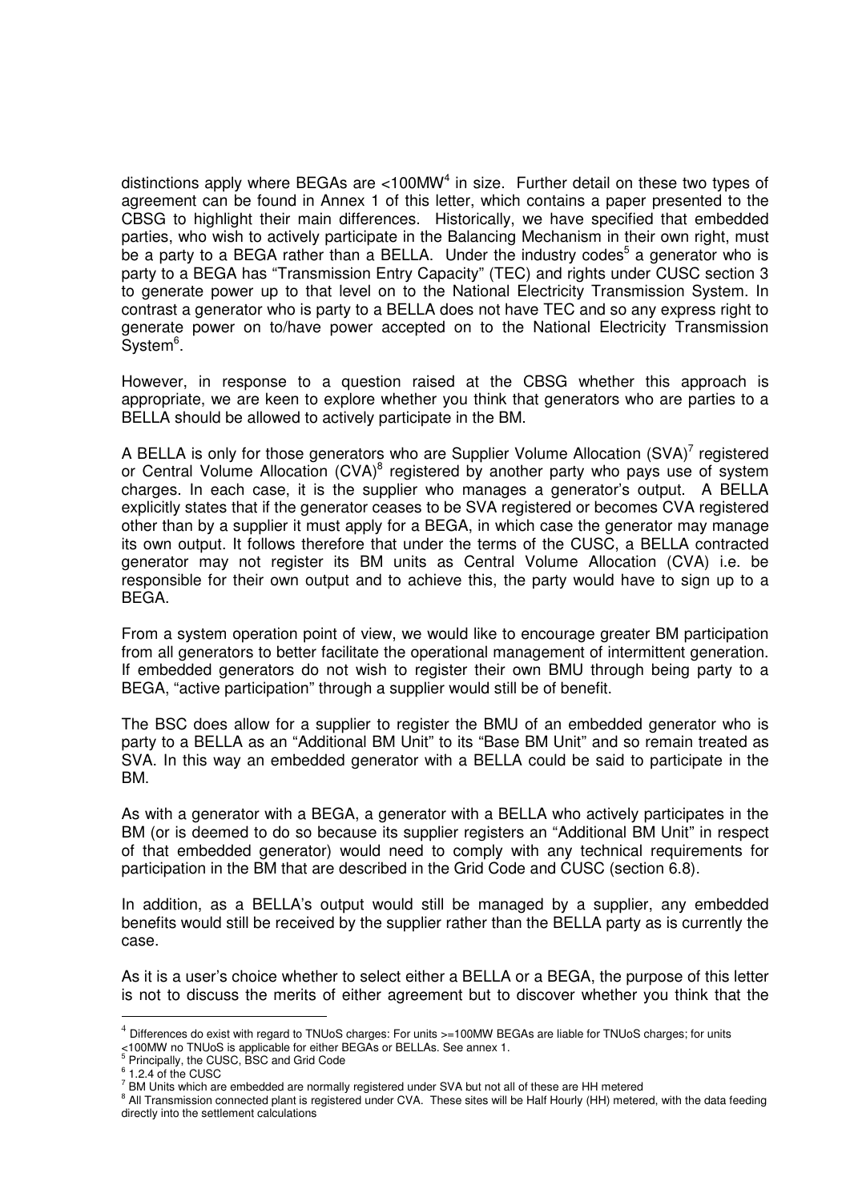distinctions apply where BEGAs are <100MW[4] in size. Further detail on these two types of agreement can be found in Annex 1 of this letter, which contains a paper presented to the CBSG to highlight their main differences. Historically, we have specified that embedded parties, who wish to actively participate in the Balancing Mechanism in their own right, must be a party to a BEGA rather than a BELLA. Under the industry codes[5] a generator who is party to a BEGA has "Transmission Entry Capacity" (TEC) and rights under CUSC section 3 to generate power up to that level on to the National Electricity Transmission System. In contrast a generator who is party to a BELLA does not have TEC and so any express right to generate power on to/have power accepted on to the National Electricity Transmission System[6].

However, in response to a question raised at the CBSG whether this approach is appropriate, we are keen to explore whether you think that generators who are parties to a BELLA should be allowed to actively participate in the BM.

A BELLA is only for those generators who are Supplier Volume Allocation (SVA)[7] registered or Central Volume Allocation (CVA)[8] registered by another party who pays use of system charges. In each case, it is the supplier who manages a generator's output. A BELLA explicitly states that if the generator ceases to be SVA registered or becomes CVA registered other than by a supplier it must apply for a BEGA, in which case the generator may manage its own output. It follows therefore that under the terms of the CUSC, a BELLA contracted generator may not register its BM units as Central Volume Allocation (CVA) i.e. be responsible for their own output and to achieve this, the party would have to sign up to a BEGA.

From a system operation point of view, we would like to encourage greater BM participation from all generators to better facilitate the operational management of intermittent generation. If embedded generators do not wish to register their own BMU through being party to a BEGA, "active participation" through a supplier would still be of benefit.

The BSC does allow for a supplier to register the BMU of an embedded generator who is party to a BELLA as an "Additional BM Unit" to its "Base BM Unit" and so remain treated as SVA. In this way an embedded generator with a BELLA could be said to participate in the BM.

As with a generator with a BEGA, a generator with a BELLA who actively participates in the BM (or is deemed to do so because its supplier registers an "Additional BM Unit" in respect of that embedded generator) would need to comply with any technical requirements for participation in the BM that are described in the Grid Code and CUSC (section 6.8).

In addition, as a BELLA's output would still be managed by a supplier, any embedded benefits would still be received by the supplier rather than the BELLA party as is currently the case.

As it is a user's choice whether to select either a BELLA or a BEGA, the purpose of this letter is not to discuss the merits of either agreement but to discover whether you think that the

---

[4] Differences do exist with regard to TNUoS charges: For units >=100MW BEGAs are liable for TNUoS charges; for units <100MW no TNUoS is applicable for either BEGAs or BELLAs. See annex 1.

[5] Principally, the CUSC, BSC and Grid Code

[6] 1.2.4 of the CUSC

[7] BM Units which are embedded are normally registered under SVA but not all of these are HH metered

[8] All Transmission connected plant is registered under CVA. These sites will be Half Hourly (HH) metered, with the data feeding directly into the settlement calculations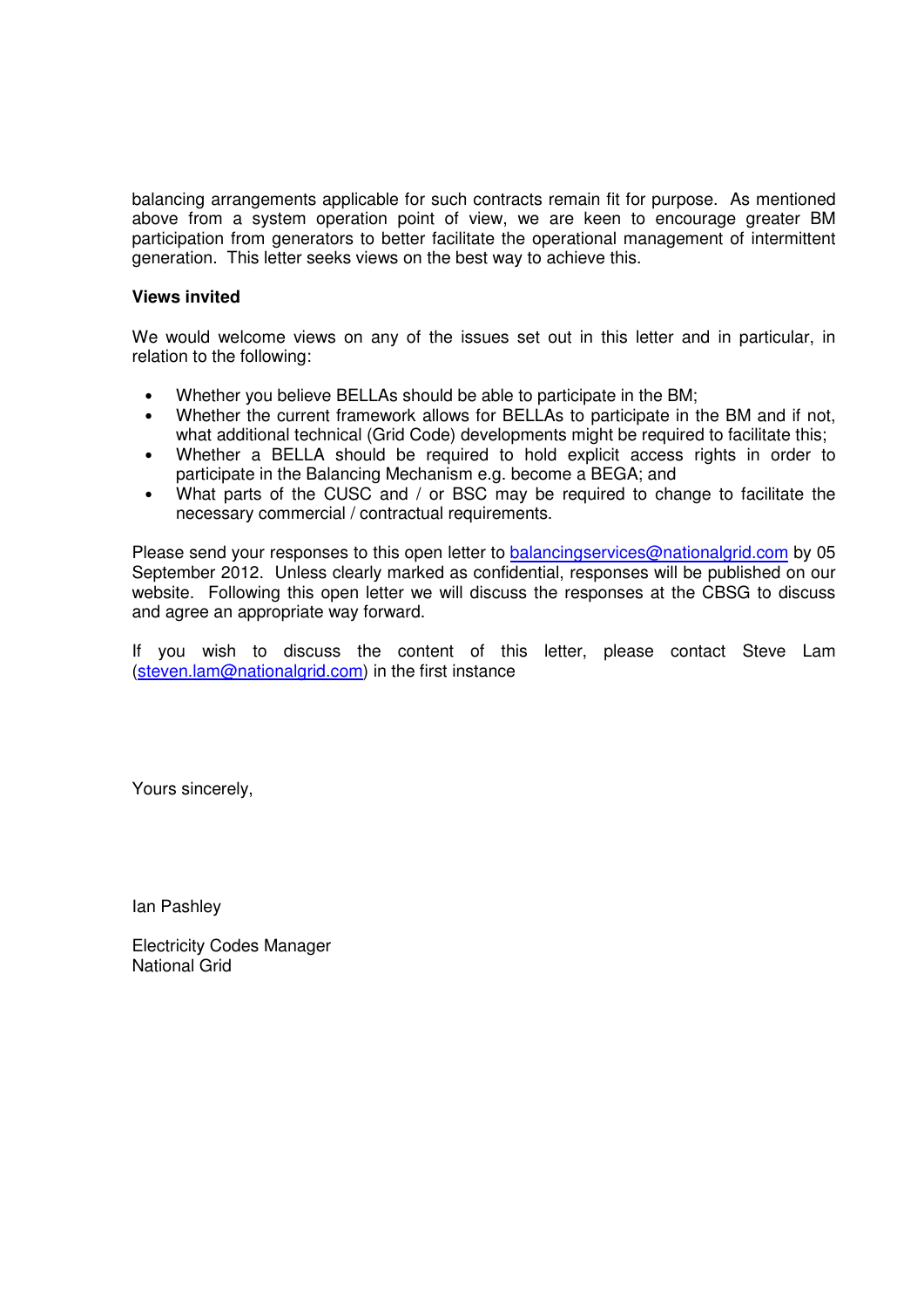balancing arrangements applicable for such contracts remain fit for purpose. As mentioned above from a system operation point of view, we are keen to encourage greater BM participation from generators to better facilitate the operational management of intermittent generation. This letter seeks views on the best way to achieve this.

**Views invited**

We would welcome views on any of the issues set out in this letter and in particular, in relation to the following:

- Whether you believe BELLAs should be able to participate in the BM;
- Whether the current framework allows for BELLAs to participate in the BM and if not, what additional technical (Grid Code) developments might be required to facilitate this;
- Whether a BELLA should be required to hold explicit access rights in order to participate in the Balancing Mechanism e.g. become a BEGA; and
- What parts of the CUSC and / or BSC may be required to change to facilitate the necessary commercial / contractual requirements.

Please send your responses to this open letter to balancingservices@nationalgrid.com by 05 September 2012. Unless clearly marked as confidential, responses will be published on our website. Following this open letter we will discuss the responses at the CBSG to discuss and agree an appropriate way forward.

If you wish to discuss the content of this letter, please contact Steve Lam (steven.lam@nationalgrid.com) in the first instance

Yours sincerely,

Ian Pashley

Electricity Codes Manager
National Grid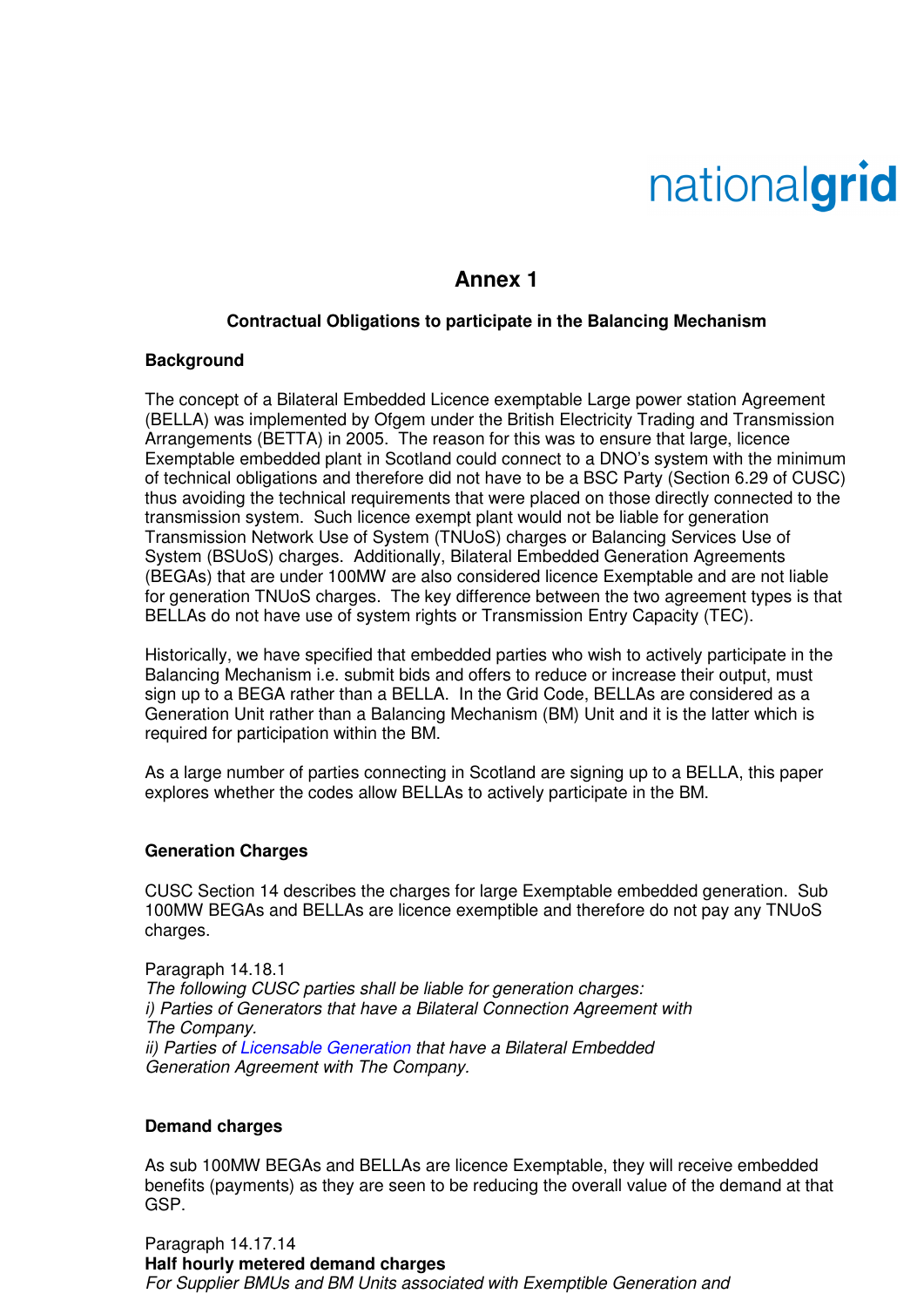# Annex 1

### Contractual Obligations to participate in the Balancing Mechanism

**Background**

The concept of a Bilateral Embedded Licence exemptable Large power station Agreement (BELLA) was implemented by Ofgem under the British Electricity Trading and Transmission Arrangements (BETTA) in 2005. The reason for this was to ensure that large, licence Exemptable embedded plant in Scotland could connect to a DNO's system with the minimum of technical obligations and therefore did not have to be a BSC Party (Section 6.29 of CUSC) thus avoiding the technical requirements that were placed on those directly connected to the transmission system. Such licence exempt plant would not be liable for generation Transmission Network Use of System (TNUoS) charges or Balancing Services Use of System (BSUoS) charges. Additionally, Bilateral Embedded Generation Agreements (BEGAs) that are under 100MW are also considered licence Exemptable and are not liable for generation TNUoS charges. The key difference between the two agreement types is that BELLAs do not have use of system rights or Transmission Entry Capacity (TEC).

Historically, we have specified that embedded parties who wish to actively participate in the Balancing Mechanism i.e. submit bids and offers to reduce or increase their output, must sign up to a BEGA rather than a BELLA. In the Grid Code, BELLAs are considered as a Generation Unit rather than a Balancing Mechanism (BM) Unit and it is the latter which is required for participation within the BM.

As a large number of parties connecting in Scotland are signing up to a BELLA, this paper explores whether the codes allow BELLAs to actively participate in the BM.

**Generation Charges**

CUSC Section 14 describes the charges for large Exemptable embedded generation. Sub 100MW BEGAs and BELLAs are licence exemptible and therefore do not pay any TNUoS charges.

Paragraph 14.18.1
*The following CUSC parties shall be liable for generation charges:*
*i) Parties of Generators that have a Bilateral Connection Agreement with The Company.*
*ii) Parties of Licensable Generation that have a Bilateral Embedded Generation Agreement with The Company.*

**Demand charges**

As sub 100MW BEGAs and BELLAs are licence Exemptable, they will receive embedded benefits (payments) as they are seen to be reducing the overall value of the demand at that GSP.

Paragraph 14.17.14
**Half hourly metered demand charges**
*For Supplier BMUs and BM Units associated with Exemptible Generation and*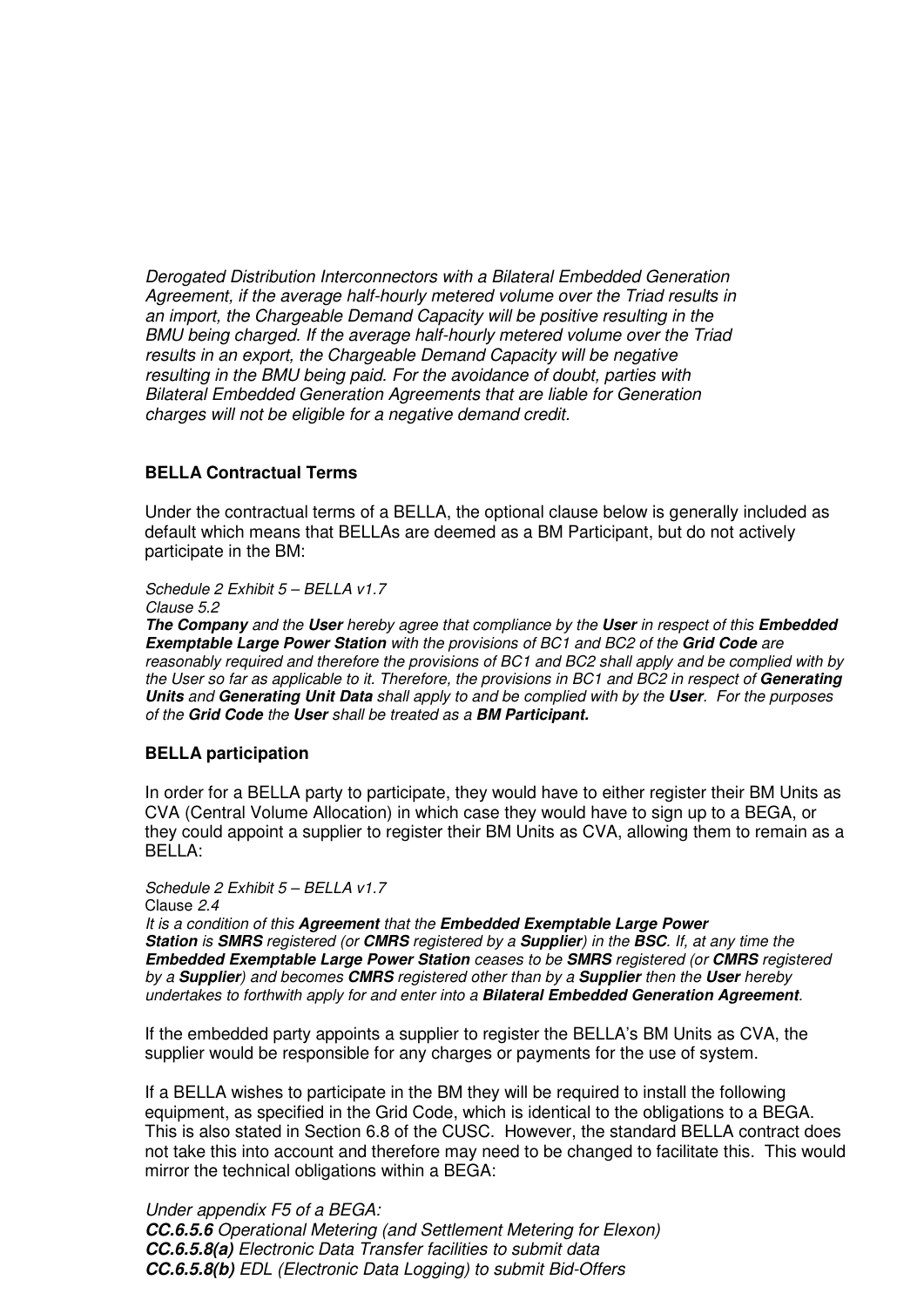*Derogated Distribution Interconnectors with a Bilateral Embedded Generation Agreement, if the average half-hourly metered volume over the Triad results in an import, the Chargeable Demand Capacity will be positive resulting in the BMU being charged. If the average half-hourly metered volume over the Triad results in an export, the Chargeable Demand Capacity will be negative resulting in the BMU being paid. For the avoidance of doubt, parties with Bilateral Embedded Generation Agreements that are liable for Generation charges will not be eligible for a negative demand credit.*

**BELLA Contractual Terms**

Under the contractual terms of a BELLA, the optional clause below is generally included as default which means that BELLAs are deemed as a BM Participant, but do not actively participate in the BM:

*Schedule 2 Exhibit 5 – BELLA v1.7*
*Clause 5.2*
***The Company** and the **User** hereby agree that compliance by the **User** in respect of this **Embedded Exemptable Large Power Station** with the provisions of BC1 and BC2 of the **Grid Code** are reasonably required and therefore the provisions of BC1 and BC2 shall apply and be complied with by the User so far as applicable to it. Therefore, the provisions in BC1 and BC2 in respect of **Generating Units** and **Generating Unit Data** shall apply to and be complied with by the **User**. For the purposes of the **Grid Code** the **User** shall be treated as a **BM Participant.***

**BELLA participation**

In order for a BELLA party to participate, they would have to either register their BM Units as CVA (Central Volume Allocation) in which case they would have to sign up to a BEGA, or they could appoint a supplier to register their BM Units as CVA, allowing them to remain as a BELLA:

*Schedule 2 Exhibit 5 – BELLA v1.7*
Clause *2.4*
*It is a condition of this **Agreement** that the **Embedded Exemptable Large Power Station** is **SMRS** registered (or **CMRS** registered by a **Supplier**) in the **BSC**. If, at any time the **Embedded Exemptable Large Power Station** ceases to be **SMRS** registered (or **CMRS** registered by a **Supplier**) and becomes **CMRS** registered other than by a **Supplier** then the **User** hereby undertakes to forthwith apply for and enter into a **Bilateral Embedded Generation Agreement**.*

If the embedded party appoints a supplier to register the BELLA's BM Units as CVA, the supplier would be responsible for any charges or payments for the use of system.

If a BELLA wishes to participate in the BM they will be required to install the following equipment, as specified in the Grid Code, which is identical to the obligations to a BEGA. This is also stated in Section 6.8 of the CUSC. However, the standard BELLA contract does not take this into account and therefore may need to be changed to facilitate this. This would mirror the technical obligations within a BEGA:

*Under appendix F5 of a BEGA:*
***CC.6.5.6** Operational Metering (and Settlement Metering for Elexon)*
***CC.6.5.8(a)** Electronic Data Transfer facilities to submit data*
***CC.6.5.8(b)** EDL (Electronic Data Logging) to submit Bid-Offers*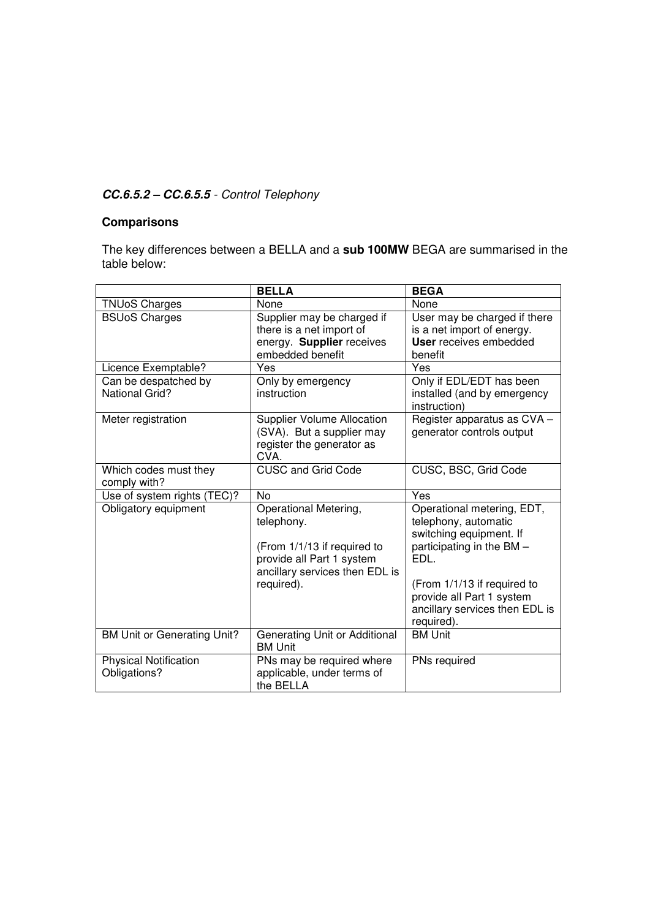***CC.6.5.2 – CC.6.5.5*** *- Control Telephony*

**Comparisons**

The key differences between a BELLA and a **sub 100MW** BEGA are summarised in the table below:

| | **BELLA** | **BEGA** |
|---|---|---|
| TNUoS Charges | None | None |
| BSUoS Charges | Supplier may be charged if there is a net import of energy. **Supplier** receives embedded benefit | User may be charged if there is a net import of energy. **User** receives embedded benefit |
| Licence Exemptable? | Yes | Yes |
| Can be despatched by National Grid? | Only by emergency instruction | Only if EDL/EDT has been installed (and by emergency instruction) |
| Meter registration | Supplier Volume Allocation (SVA). But a supplier may register the generator as CVA. | Register apparatus as CVA – generator controls output |
| Which codes must they comply with? | CUSC and Grid Code | CUSC, BSC, Grid Code |
| Use of system rights (TEC)? | No | Yes |
| Obligatory equipment | Operational Metering, telephony.<br><br>(From 1/1/13 if required to provide all Part 1 system ancillary services then EDL is required). | Operational metering, EDT, telephony, automatic switching equipment. If participating in the BM – EDL.<br><br>(From 1/1/13 if required to provide all Part 1 system ancillary services then EDL is required). |
| BM Unit or Generating Unit? | Generating Unit or Additional BM Unit | BM Unit |
| Physical Notification Obligations? | PNs may be required where applicable, under terms of the BELLA | PNs required |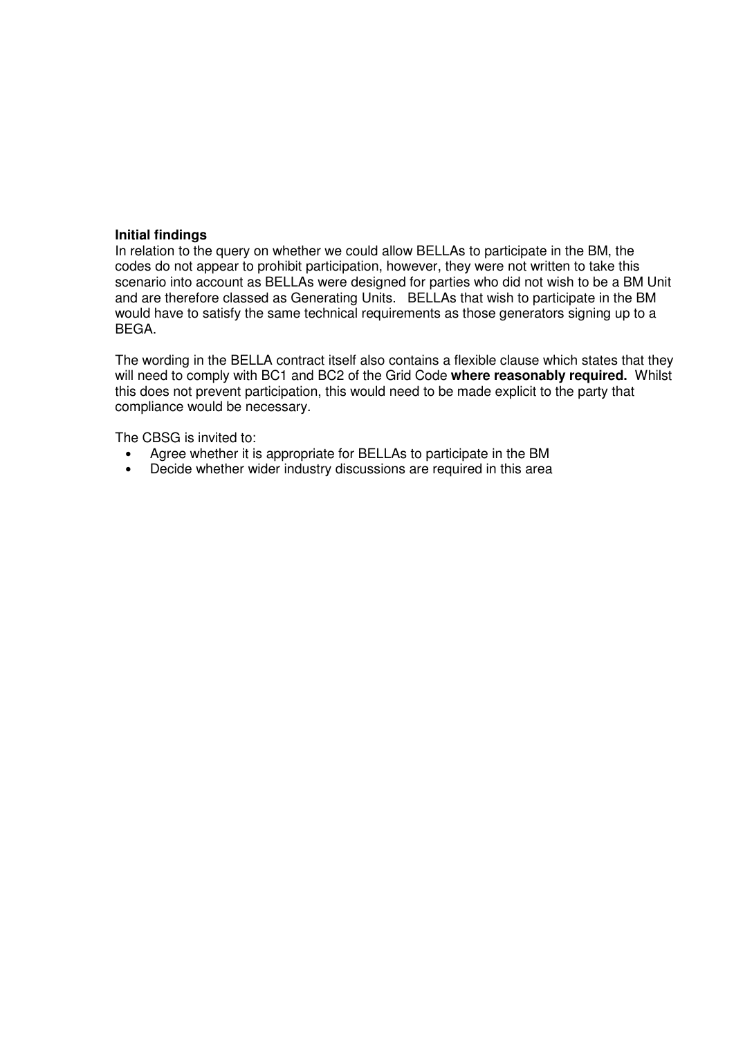**Initial findings**

In relation to the query on whether we could allow BELLAs to participate in the BM, the codes do not appear to prohibit participation, however, they were not written to take this scenario into account as BELLAs were designed for parties who did not wish to be a BM Unit and are therefore classed as Generating Units. BELLAs that wish to participate in the BM would have to satisfy the same technical requirements as those generators signing up to a BEGA.

The wording in the BELLA contract itself also contains a flexible clause which states that they will need to comply with BC1 and BC2 of the Grid Code **where reasonably required.** Whilst this does not prevent participation, this would need to be made explicit to the party that compliance would be necessary.

The CBSG is invited to:

- Agree whether it is appropriate for BELLAs to participate in the BM
- Decide whether wider industry discussions are required in this area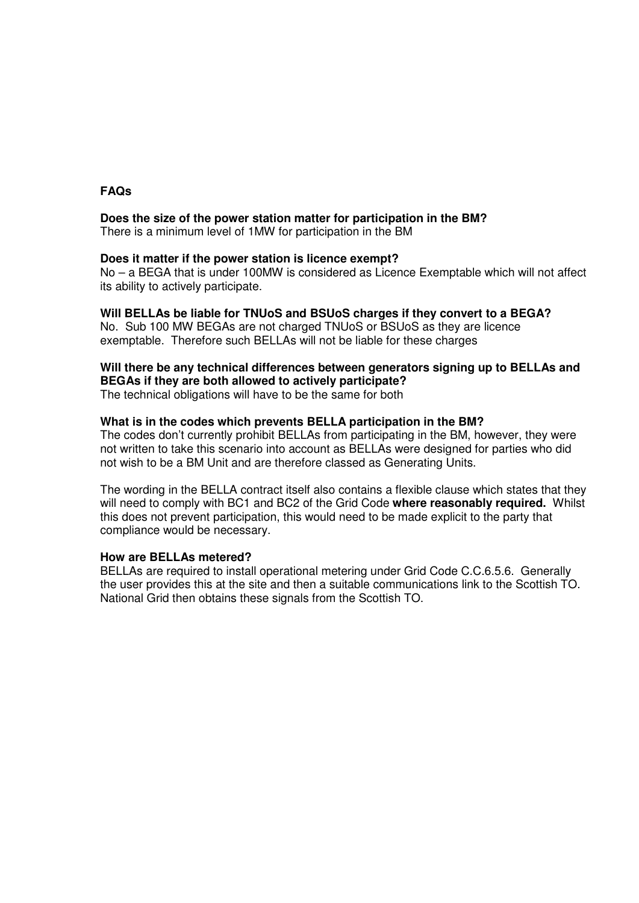**FAQs**

**Does the size of the power station matter for participation in the BM?**
There is a minimum level of 1MW for participation in the BM

**Does it matter if the power station is licence exempt?**
No – a BEGA that is under 100MW is considered as Licence Exemptable which will not affect its ability to actively participate.

**Will BELLAs be liable for TNUoS and BSUoS charges if they convert to a BEGA?**
No. Sub 100 MW BEGAs are not charged TNUoS or BSUoS as they are licence exemptable. Therefore such BELLAs will not be liable for these charges

**Will there be any technical differences between generators signing up to BELLAs and BEGAs if they are both allowed to actively participate?**
The technical obligations will have to be the same for both

**What is in the codes which prevents BELLA participation in the BM?**
The codes don't currently prohibit BELLAs from participating in the BM, however, they were not written to take this scenario into account as BELLAs were designed for parties who did not wish to be a BM Unit and are therefore classed as Generating Units.

The wording in the BELLA contract itself also contains a flexible clause which states that they will need to comply with BC1 and BC2 of the Grid Code **where reasonably required.** Whilst this does not prevent participation, this would need to be made explicit to the party that compliance would be necessary.

**How are BELLAs metered?**
BELLAs are required to install operational metering under Grid Code C.C.6.5.6. Generally the user provides this at the site and then a suitable communications link to the Scottish TO. National Grid then obtains these signals from the Scottish TO.